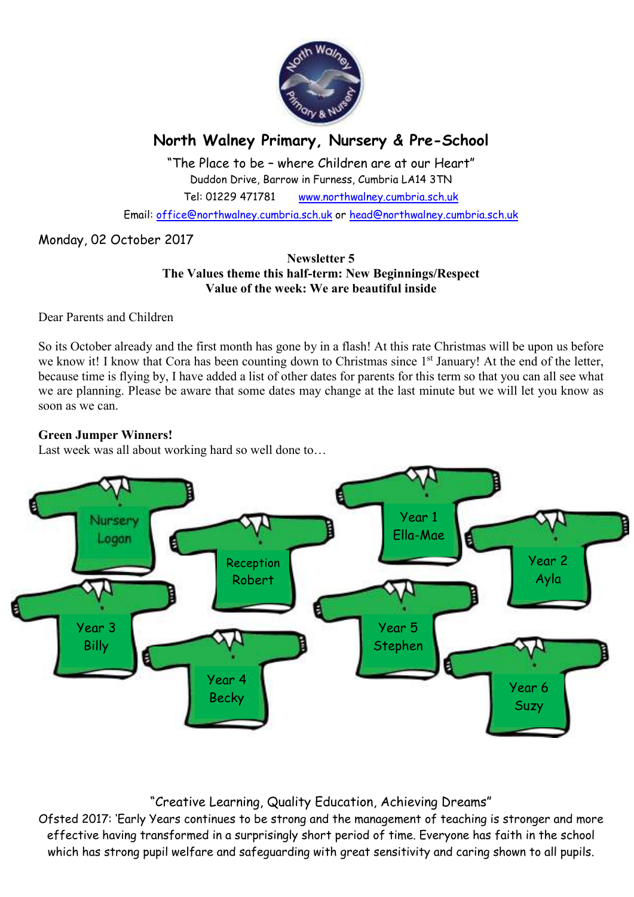# North Walney Primary, Nursery & Pre-School

"The Place to be – where Children are at our Heart"
Duddon Drive, Barrow in Furness, Cumbria LA14 3TN
Tel: 01229 471781 www.northwalney.cumbria.sch.uk
Email: office@northwalney.cumbria.sch.uk or head@northwalney.cumbria.sch.uk

Monday, 02 October 2017

**Newsletter 5**
**The Values theme this half-term: New Beginnings/Respect**
**Value of the week: We are beautiful inside**

Dear Parents and Children

So its October already and the first month has gone by in a flash! At this rate Christmas will be upon us before we know it! I know that Cora has been counting down to Christmas since 1st January! At the end of the letter, because time is flying by, I have added a list of other dates for parents for this term so that you can all see what we are planning. Please be aware that some dates may change at the last minute but we will let you know as soon as we can.

**Green Jumper Winners!**
Last week was all about working hard so well done to…

Nursery Logan
Reception Robert
Year 1 Ella-Mae
Year 2 Ayla
Year 3 Billy
Year 4 Becky
Year 5 Stephen
Year 6 Suzy

"Creative Learning, Quality Education, Achieving Dreams"
Ofsted 2017: 'Early Years continues to be strong and the management of teaching is stronger and more effective having transformed in a surprisingly short period of time. Everyone has faith in the school which has strong pupil welfare and safeguarding with great sensitivity and caring shown to all pupils.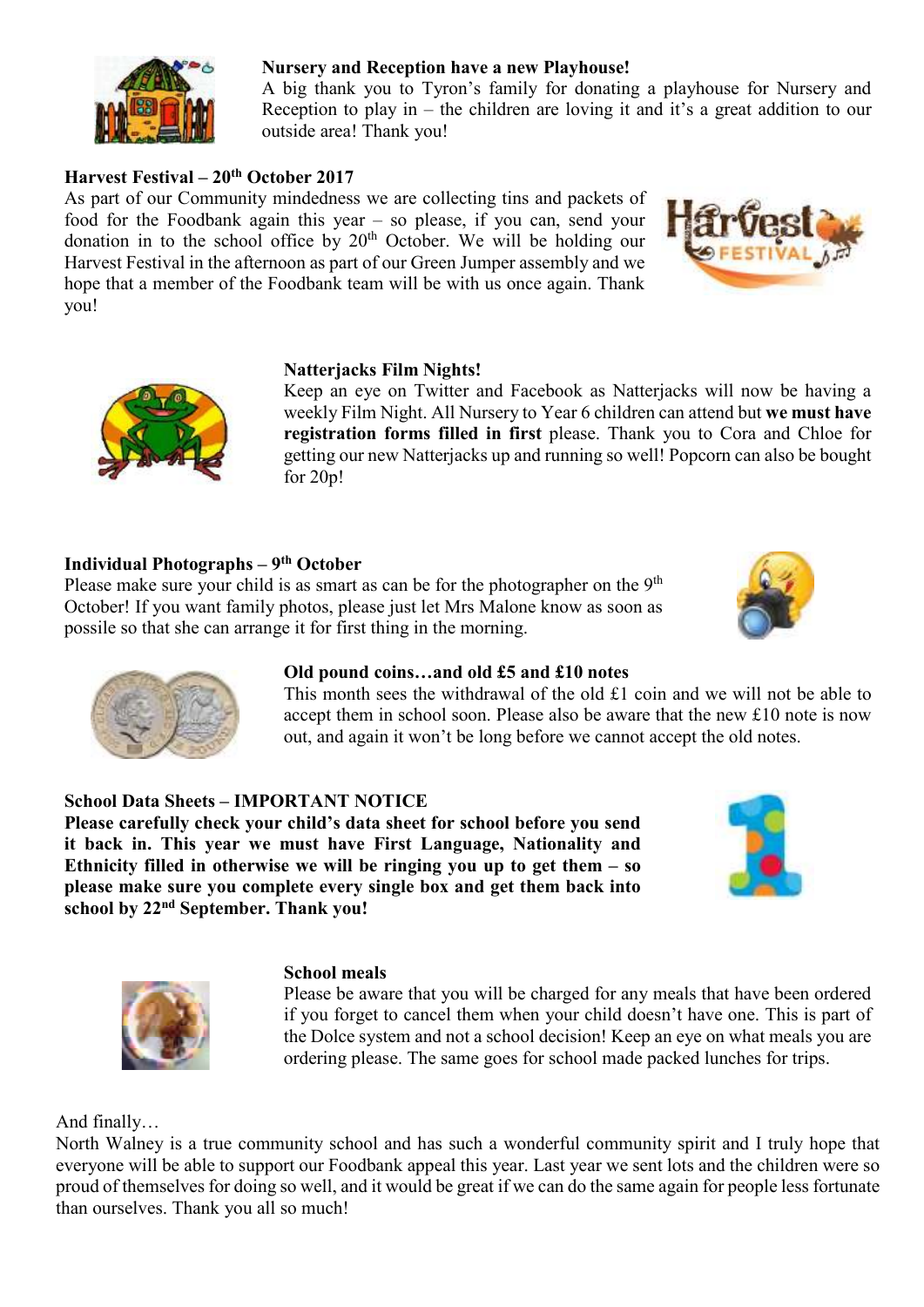**Nursery and Reception have a new Playhouse!**

A big thank you to Tyron's family for donating a playhouse for Nursery and Reception to play in – the children are loving it and it's a great addition to our outside area! Thank you!

**Harvest Festival – 20th October 2017**

As part of our Community mindedness we are collecting tins and packets of food for the Foodbank again this year – so please, if you can, send your donation in to the school office by 20th October. We will be holding our Harvest Festival in the afternoon as part of our Green Jumper assembly and we hope that a member of the Foodbank team will be with us once again. Thank you!

**Natterjacks Film Nights!**

Keep an eye on Twitter and Facebook as Natterjacks will now be having a weekly Film Night. All Nursery to Year 6 children can attend but **we must have registration forms filled in first** please. Thank you to Cora and Chloe for getting our new Natterjacks up and running so well! Popcorn can also be bought for 20p!

**Individual Photographs – 9th October**

Please make sure your child is as smart as can be for the photographer on the 9th October! If you want family photos, please just let Mrs Malone know as soon as possile so that she can arrange it for first thing in the morning.

**Old pound coins…and old £5 and £10 notes**

This month sees the withdrawal of the old £1 coin and we will not be able to accept them in school soon. Please also be aware that the new £10 note is now out, and again it won't be long before we cannot accept the old notes.

**School Data Sheets – IMPORTANT NOTICE**

**Please carefully check your child's data sheet for school before you send it back in. This year we must have First Language, Nationality and Ethnicity filled in otherwise we will be ringing you up to get them – so please make sure you complete every single box and get them back into school by 22nd September. Thank you!**

**School meals**

Please be aware that you will be charged for any meals that have been ordered if you forget to cancel them when your child doesn't have one. This is part of the Dolce system and not a school decision! Keep an eye on what meals you are ordering please. The same goes for school made packed lunches for trips.

And finally…

North Walney is a true community school and has such a wonderful community spirit and I truly hope that everyone will be able to support our Foodbank appeal this year. Last year we sent lots and the children were so proud of themselves for doing so well, and it would be great if we can do the same again for people less fortunate than ourselves. Thank you all so much!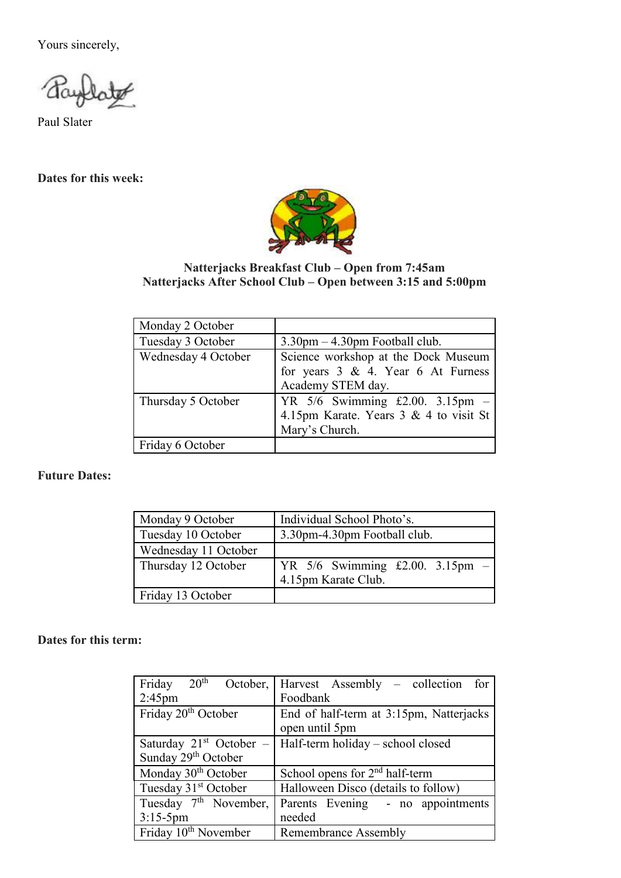Yours sincerely,

Paul Slater

**Dates for this week:**

**Natterjacks Breakfast Club – Open from 7:45am**
**Natterjacks After School Club – Open between 3:15 and 5:00pm**

| | |
|---|---|
| Monday 2 October | |
| Tuesday 3 October | 3.30pm – 4.30pm Football club. |
| Wednesday 4 October | Science workshop at the Dock Museum for years 3 & 4. Year 6 At Furness Academy STEM day. |
| Thursday 5 October | YR 5/6 Swimming £2.00. 3.15pm – 4.15pm Karate. Years 3 & 4 to visit St Mary's Church. |
| Friday 6 October | |

**Future Dates:**

| | |
|---|---|
| Monday 9 October | Individual School Photo's. |
| Tuesday 10 October | 3.30pm-4.30pm Football club. |
| Wednesday 11 October | |
| Thursday 12 October | YR 5/6 Swimming £2.00. 3.15pm – 4.15pm Karate Club. |
| Friday 13 October | |

**Dates for this term:**

| | |
|---|---|
| Friday 20th October, 2:45pm | Harvest Assembly – collection for Foodbank |
| Friday 20th October | End of half-term at 3:15pm, Natterjacks open until 5pm |
| Saturday 21st October – Sunday 29th October | Half-term holiday – school closed |
| Monday 30th October | School opens for 2nd half-term |
| Tuesday 31st October | Halloween Disco (details to follow) |
| Tuesday 7th November, 3:15-5pm | Parents Evening - no appointments needed |
| Friday 10th November | Remembrance Assembly |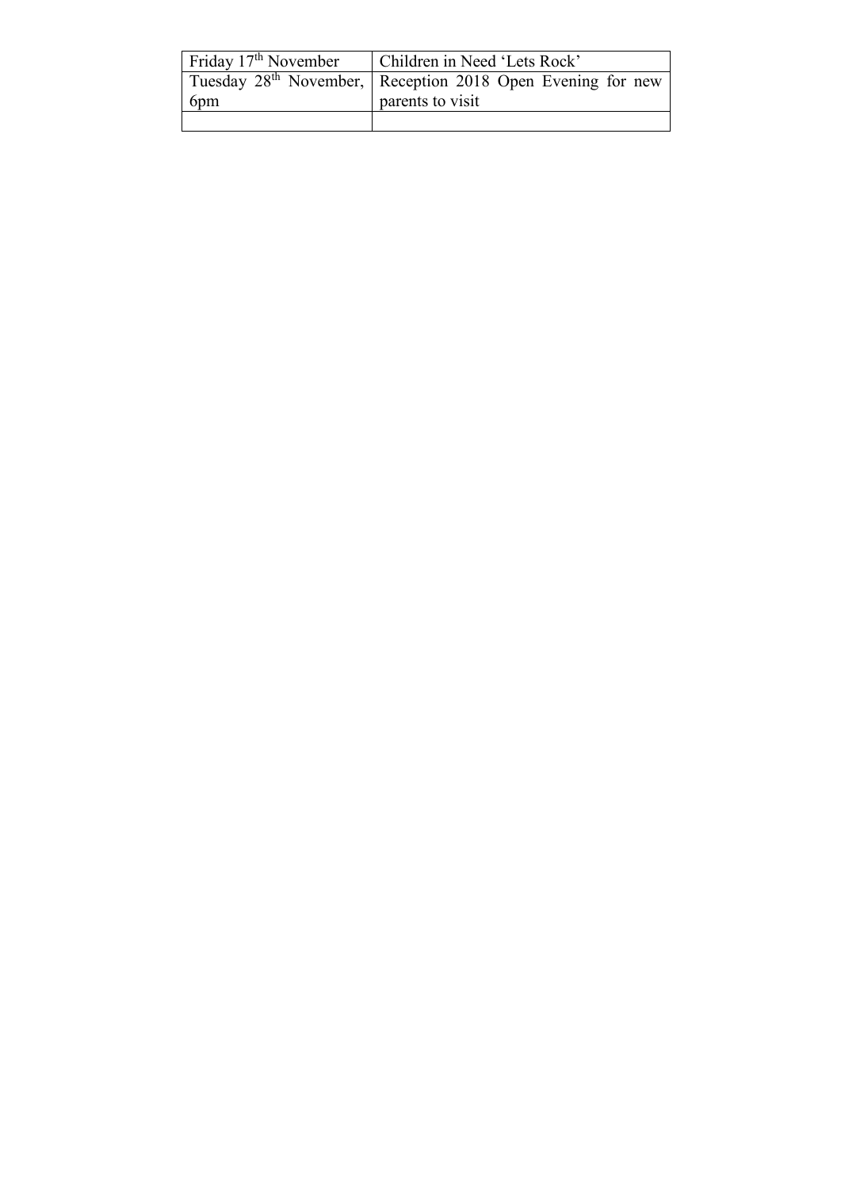| | |
|---|---|
| Friday 17th November | Children in Need 'Lets Rock' |
| Tuesday 28th November, 6pm | Reception 2018 Open Evening for new parents to visit |
| | |